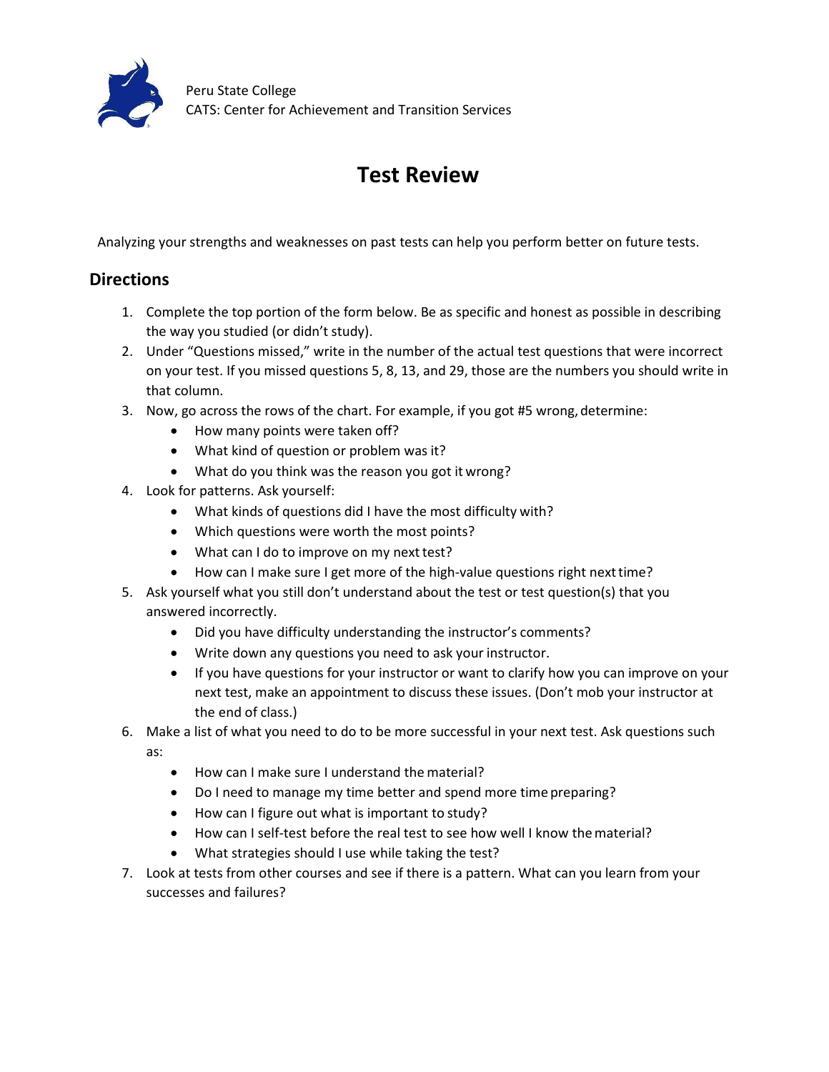Peru State College
CATS: Center for Achievement and Transition Services

# Test Review

Analyzing your strengths and weaknesses on past tests can help you perform better on future tests.

## Directions

1. Complete the top portion of the form below. Be as specific and honest as possible in describing the way you studied (or didn't study).
2. Under "Questions missed," write in the number of the actual test questions that were incorrect on your test. If you missed questions 5, 8, 13, and 29, those are the numbers you should write in that column.
3. Now, go across the rows of the chart. For example, if you got #5 wrong, determine:
   - How many points were taken off?
   - What kind of question or problem was it?
   - What do you think was the reason you got it wrong?
4. Look for patterns. Ask yourself:
   - What kinds of questions did I have the most difficulty with?
   - Which questions were worth the most points?
   - What can I do to improve on my next test?
   - How can I make sure I get more of the high-value questions right next time?
5. Ask yourself what you still don't understand about the test or test question(s) that you answered incorrectly.
   - Did you have difficulty understanding the instructor's comments?
   - Write down any questions you need to ask your instructor.
   - If you have questions for your instructor or want to clarify how you can improve on your next test, make an appointment to discuss these issues. (Don't mob your instructor at the end of class.)
6. Make a list of what you need to do to be more successful in your next test. Ask questions such as:
   - How can I make sure I understand the material?
   - Do I need to manage my time better and spend more time preparing?
   - How can I figure out what is important to study?
   - How can I self-test before the real test to see how well I know the material?
   - What strategies should I use while taking the test?
7. Look at tests from other courses and see if there is a pattern. What can you learn from your successes and failures?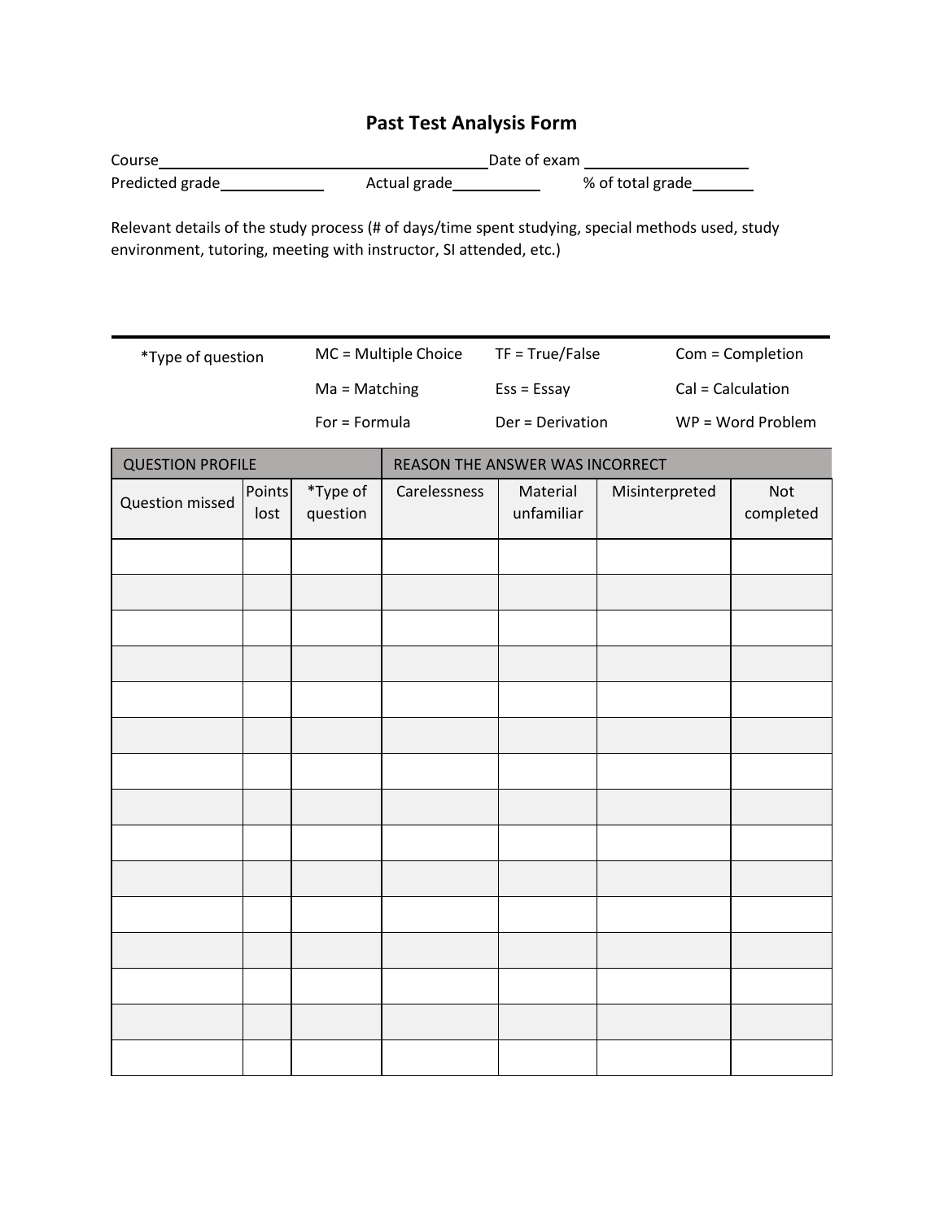# Past Test Analysis Form

Course________________________________ Date of exam ________________

Predicted grade__________ Actual grade__________ % of total grade_______

Relevant details of the study process (# of days/time spent studying, special methods used, study environment, tutoring, meeting with instructor, SI attended, etc.)

---

| *Type of question | | | |
|---|---|---|---|
| | MC = Multiple Choice | TF = True/False | Com = Completion |
| | Ma = Matching | Ess = Essay | Cal = Calculation |
| | For = Formula | Der = Derivation | WP = Word Problem |

| QUESTION PROFILE | | | REASON THE ANSWER WAS INCORRECT | | | |
|---|---|---|---|---|---|---|
| Question missed | Points lost | *Type of question | Carelessness | Material unfamiliar | Misinterpreted | Not completed |
| | | | | | | |
| | | | | | | |
| | | | | | | |
| | | | | | | |
| | | | | | | |
| | | | | | | |
| | | | | | | |
| | | | | | | |
| | | | | | | |
| | | | | | | |
| | | | | | | |
| | | | | | | |
| | | | | | | |
| | | | | | | |
| | | | | | | |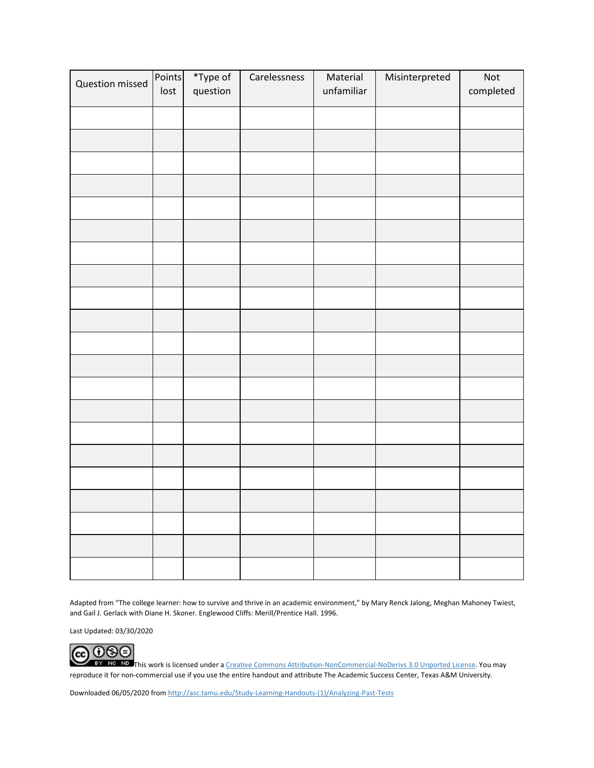| Question missed | Points lost | *Type of question | Carelessness | Material unfamiliar | Misinterpreted | Not completed |
|---|---|---|---|---|---|---|
| | | | | | | |
| | | | | | | |
| | | | | | | |
| | | | | | | |
| | | | | | | |
| | | | | | | |
| | | | | | | |
| | | | | | | |
| | | | | | | |
| | | | | | | |
| | | | | | | |
| | | | | | | |
| | | | | | | |
| | | | | | | |
| | | | | | | |
| | | | | | | |
| | | | | | | |
| | | | | | | |
| | | | | | | |
| | | | | | | |
| | | | | | | |

Adapted from "The college learner: how to survive and thrive in an academic environment," by Mary Renck Jalong, Meghan Mahoney Twiest, and Gail J. Gerlack with Diane H. Skoner. Englewood Cliffs: Merill/Prentice Hall. 1996.

Last Updated: 03/30/2020

This work is licensed under a [Creative Commons Attribution-NonCommercial-NoDerivs 3.0 Unported License](). You may reproduce it for non-commercial use if you use the entire handout and attribute The Academic Success Center, Texas A&M University.

Downloaded 06/05/2020 from [http://asc.tamu.edu/Study-Learning-Handouts-(1)/Analyzing-Past-Tests](http://asc.tamu.edu/Study-Learning-Handouts-(1)/Analyzing-Past-Tests)